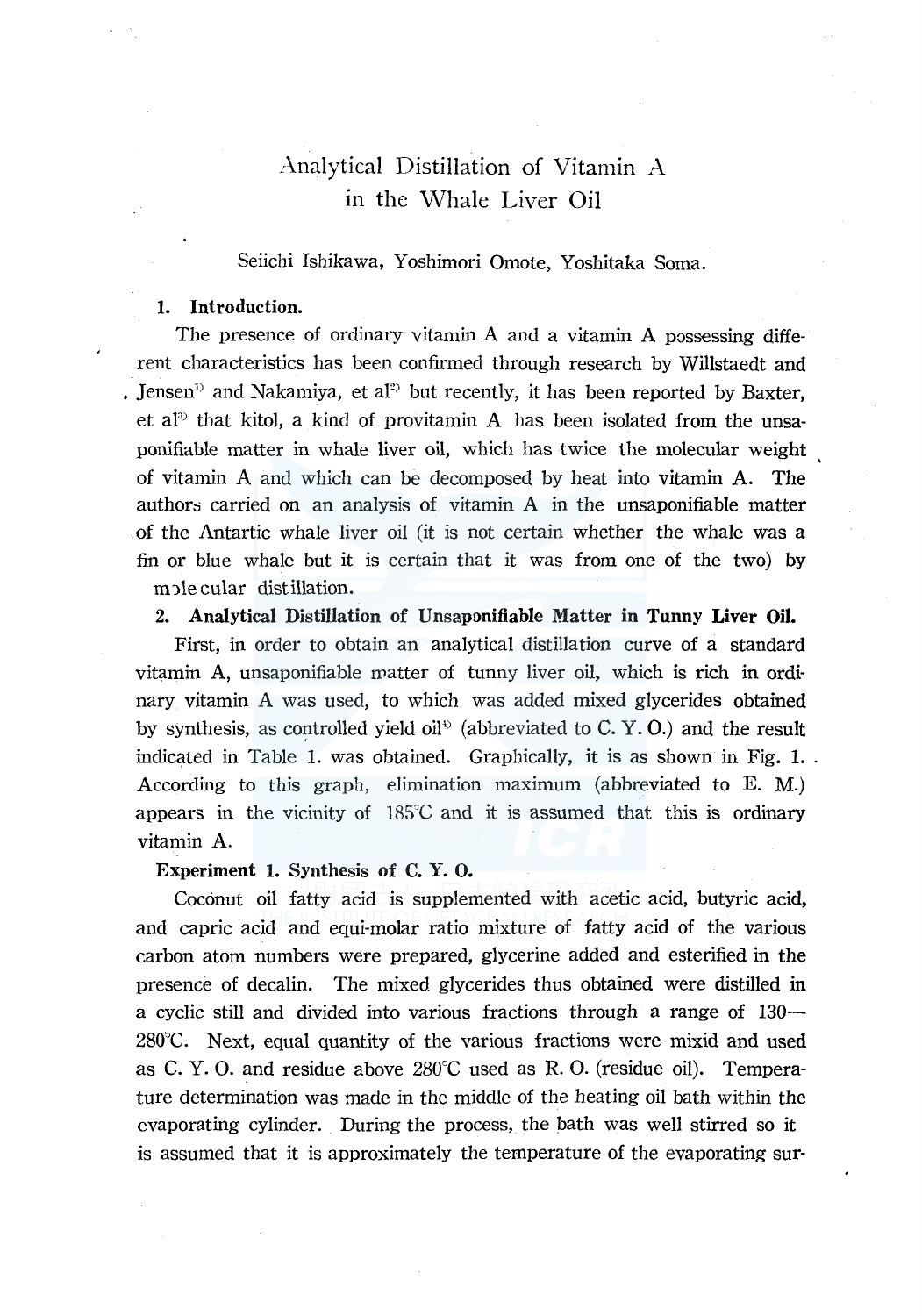# Analytical Distillation of Vitamin A in the Whale Liver Oil

Seiichi Ishikawa, Yoshimori Omote, Yoshitaka Soma.

## 1. Introduction.

The presence of ordinary vitamin A and a vitamin A possessing different characteristics has been confirmed through research by Willstaedt and Jensen[1] and Nakamiya, et al[2] but recently, it has been reported by Baxter, et al[3] that kitol, a kind of provitamin A has been isolated from the unsaponifiable matter in whale liver oil, which has twice the molecular weight of vitamin A and which can be decomposed by heat into vitamin A. The authors carried on an analysis of vitamin A in the unsaponifiable matter of the Antartic whale liver oil (it is not certain whether the whale was a fin or blue whale but it is certain that it was from one of the two) by molecular distillation.

## 2. Analytical Distillation of Unsaponifiable Matter in Tunny Liver Oil.

First, in order to obtain an analytical distillation curve of a standard vitamin A, unsaponifiable matter of tunny liver oil, which is rich in ordinary vitamin A was used, to which was added mixed glycerides obtained by synthesis, as controlled yield oil[4] (abbreviated to C. Y. O.) and the result indicated in Table 1. was obtained. Graphically, it is as shown in Fig. 1. According to this graph, elimination maximum (abbreviated to E. M.) appears in the vicinity of 185°C and it is assumed that this is ordinary vitamin A.

### Experiment 1. Synthesis of C. Y. O.

Coconut oil fatty acid is supplemented with acetic acid, butyric acid, and capric acid and equi-molar ratio mixture of fatty acid of the various carbon atom numbers were prepared, glycerine added and esterified in the presence of decalin. The mixed glycerides thus obtained were distilled in a cyclic still and divided into various fractions through a range of 130—280°C. Next, equal quantity of the various fractions were mixid and used as C. Y. O. and residue above 280°C used as R. O. (residue oil). Temperature determination was made in the middle of the heating oil bath within the evaporating cylinder. During the process, the bath was well stirred so it is assumed that it is approximately the temperature of the evaporating sur-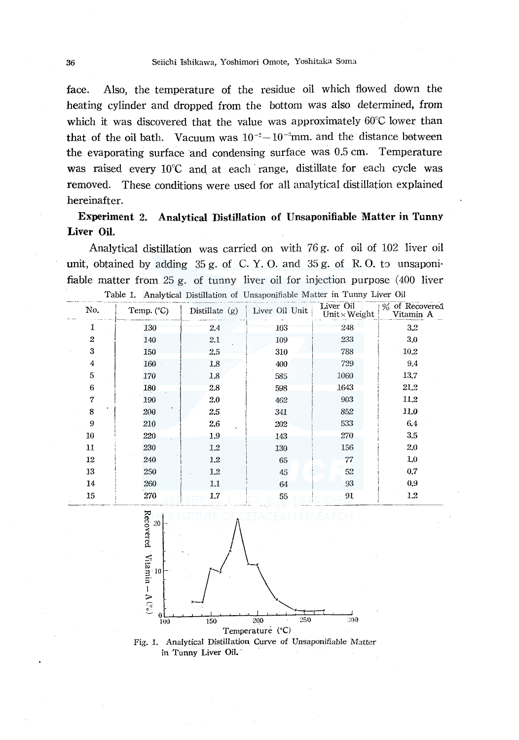face. Also, the temperature of the residue oil which flowed down the heating cylinder and dropped from the bottom was also determined, from which it was discovered that the value was approximately 60°C lower than that of the oil bath. Vacuum was $10^{-2}-10^{-3}$mm. and the distance between the evaporating surface and condensing surface was 0.5 cm. Temperature was raised every 10°C and at each range, distillate for each cycle was removed. These conditions were used for all analytical distillation explained hereinafter.

**Experiment 2. Analytical Distillation of Unsaponifiable Matter in Tunny Liver Oil.**

Analytical distillation was carried on with 76 g. of oil of 102 liver oil unit, obtained by adding 35 g. of C. Y. O. and 35 g. of R. O. to unsaponifiable matter from 25 g. of tunny liver oil for injection purpose (400 liver

Table 1. Analytical Distillation of Unsaponifiable Matter in Tunny Liver Oil

| No. | Temp. (°C) | Distillate (g) | Liver Oil Unit | Liver Oil Unit × Weight | % of Recovered Vitamin A |
|---|---|---|---|---|---|
| 1 | 130 | 2.4 | 103 | 248 | 3.2 |
| 2 | 140 | 2.1 | 109 | 233 | 3.0 |
| 3 | 150 | 2.5 | 310 | 788 | 10.2 |
| 4 | 160 | 1.8 | 400 | 729 | 9.4 |
| 5 | 170 | 1.8 | 585 | 1060 | 13.7 |
| 6 | 180 | 2.8 | 598 | 1643 | 21.2 |
| 7 | 190 | 2.0 | 462 | 903 | 11.2 |
| 8 | 200 | 2.5 | 341 | 852 | 11.0 |
| 9 | 210 | 2.6 | 202 | 533 | 6.4 |
| 10 | 220 | 1.9 | 143 | 270 | 3.5 |
| 11 | 230 | 1.2 | 130 | 156 | 2.0 |
| 12 | 240 | 1.2 | 65 | 77 | 1.0 |
| 13 | 250 | 1.2 | 45 | 52 | 0.7 |
| 14 | 260 | 1.1 | 64 | 93 | 0.9 |
| 15 | 270 | 1.7 | 55 | 91 | 1.2 |

Recovered Vitamin – A (%)

20
10
0

100 150 200 250 300

Temperature (°C)

Fig. 1. Analytical Distillation Curve of Unsaponifiable Matter in Tunny Liver Oil.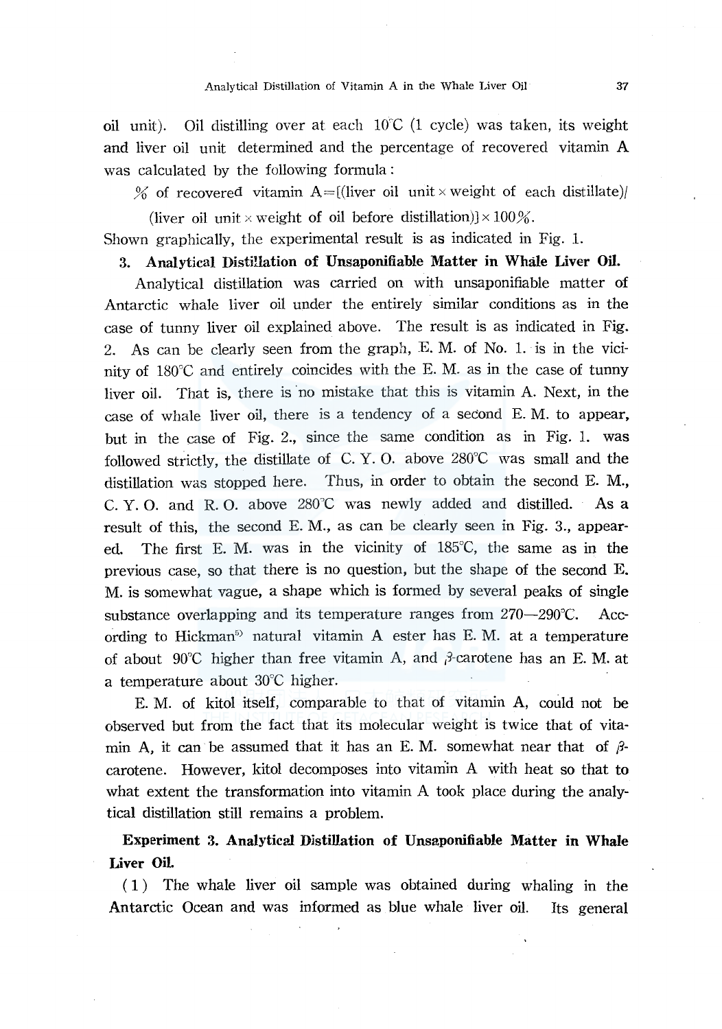oil unit). Oil distilling over at each 10°C (1 cycle) was taken, its weight and liver oil unit determined and the percentage of recovered vitamin A was calculated by the following formula:

% of recovered vitamin A=[(liver oil unit × weight of each distillate)/(liver oil unit × weight of oil before distillation)] × 100%.

Shown graphically, the experimental result is as indicated in Fig. 1.

**3. Analytical Distillation of Unsaponifiable Matter in Whale Liver Oil.**

Analytical distillation was carried on with unsaponifiable matter of Antarctic whale liver oil under the entirely similar conditions as in the case of tunny liver oil explained above. The result is as indicated in Fig. 2. As can be clearly seen from the graph, E. M. of No. 1. is in the vicinity of 180°C and entirely coincides with the E. M. as in the case of tunny liver oil. That is, there is no mistake that this is vitamin A. Next, in the case of whale liver oil, there is a tendency of a second E. M. to appear, but in the case of Fig. 2., since the same condition as in Fig. 1. was followed strictly, the distillate of C. Y. O. above 280°C was small and the distillation was stopped here. Thus, in order to obtain the second E. M., C. Y. O. and R. O. above 280°C was newly added and distilled. As a result of this, the second E. M., as can be clearly seen in Fig. 3., appeared. The first E. M. was in the vicinity of 185°C, the same as in the previous case, so that there is no question, but the shape of the second E. M. is somewhat vague, a shape which is formed by several peaks of single substance overlapping and its temperature ranges from 270—290°C. According to Hickman[5] natural vitamin A ester has E. M. at a temperature of about 90°C higher than free vitamin A, and β-carotene has an E. M. at a temperature about 30°C higher.

E. M. of kitol itself, comparable to that of vitamin A, could not be observed but from the fact that its molecular weight is twice that of vitamin A, it can be assumed that it has an E. M. somewhat near that of β-carotene. However, kitol decomposes into vitamin A with heat so that to what extent the transformation into vitamin A took place during the analytical distillation still remains a problem.

**Experiment 3. Analytical Distillation of Unsaponifiable Matter in Whale Liver Oil.**

(1) The whale liver oil sample was obtained during whaling in the Antarctic Ocean and was informed as blue whale liver oil. Its general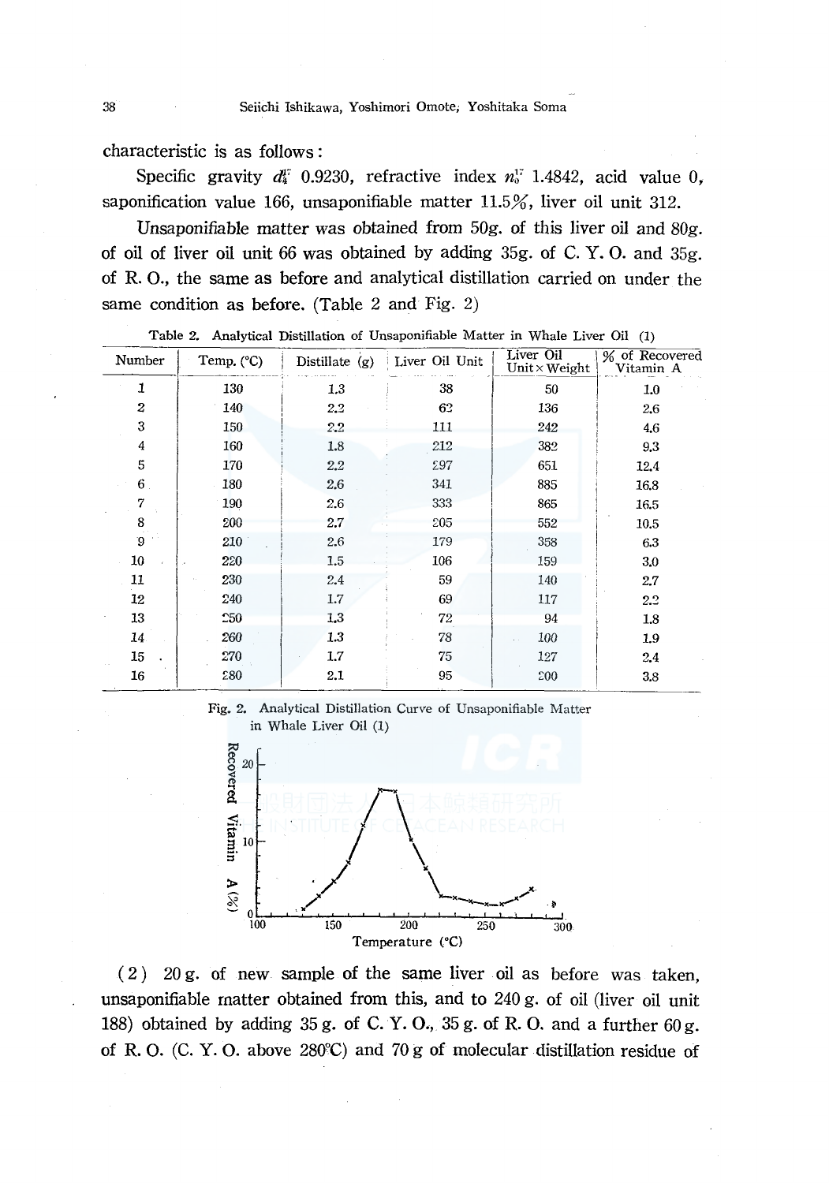characteristic is as follows:

Specific gravity $d_4^{17}$ 0.9230, refractive index $n_D^{17}$ 1.4842, acid value 0, saponification value 166, unsaponifiable matter 11.5%, liver oil unit 312.

Unsaponifiable matter was obtained from 50g. of this liver oil and 80g. of oil of liver oil unit 66 was obtained by adding 35g. of C. Y. O. and 35g. of R. O., the same as before and analytical distillation carried on under the same condition as before. (Table 2 and Fig. 2)

Table 2. Analytical Distillation of Unsaponifiable Matter in Whale Liver Oil (1)

| Number | Temp. (°C) | Distillate (g) | Liver Oil Unit | Liver Oil Unit × Weight | % of Recovered Vitamin A |
|---|---|---|---|---|---|
| 1 | 130 | 1.3 | 38 | 50 | 1.0 |
| 2 | 140 | 2.2 | 62 | 136 | 2.6 |
| 3 | 150 | 2.2 | 111 | 242 | 4.6 |
| 4 | 160 | 1.8 | 212 | 382 | 9.3 |
| 5 | 170 | 2.2 | 297 | 651 | 12.4 |
| 6 | 180 | 2.6 | 341 | 885 | 16.8 |
| 7 | 190 | 2.6 | 333 | 865 | 16.5 |
| 8 | 200 | 2.7 | 205 | 552 | 10.5 |
| 9 | 210 | 2.6 | 179 | 358 | 6.3 |
| 10 | 220 | 1.5 | 106 | 159 | 3.0 |
| 11 | 230 | 2.4 | 59 | 140 | 2.7 |
| 12 | 240 | 1.7 | 69 | 117 | 2.2 |
| 13 | 250 | 1.3 | 72 | 94 | 1.8 |
| 14 | 260 | 1.3 | 78 | 100 | 1.9 |
| 15 | 270 | 1.7 | 75 | 127 | 2.4 |
| 16 | 280 | 2.1 | 95 | 200 | 3.8 |

Fig. 2. Analytical Distillation Curve of Unsaponifiable Matter in Whale Liver Oil (1)

Recovered Vitamin A (%)
20
10
0
100
150
200
250
300
Temperature (°C)

(2) 20 g. of new sample of the same liver oil as before was taken, unsaponifiable matter obtained from this, and to 240 g. of oil (liver oil unit 188) obtained by adding 35 g. of C. Y. O., 35 g. of R. O. and a further 60 g. of R. O. (C. Y. O. above 280°C) and 70 g of molecular distillation residue of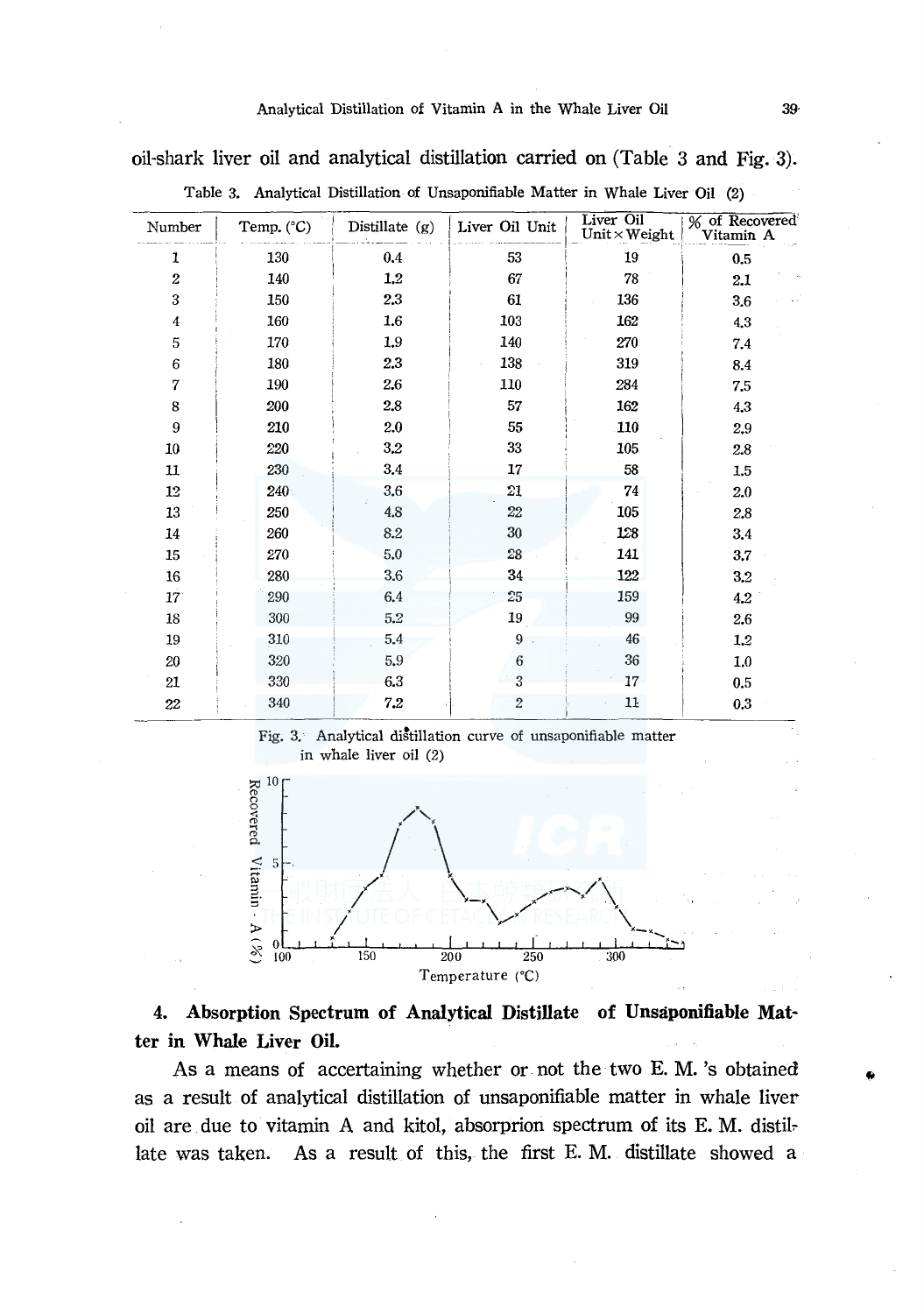oil-shark liver oil and analytical distillation carried on (Table 3 and Fig. 3).

Table 3. Analytical Distillation of Unsaponifiable Matter in Whale Liver Oil (2)

| Number | Temp. (°C) | Distillate (g) | Liver Oil Unit | Liver Oil Unit × Weight | % of Recovered Vitamin A |
|---|---|---|---|---|---|
| 1 | 130 | 0.4 | 53 | 19 | 0.5 |
| 2 | 140 | 1.2 | 67 | 78 | 2.1 |
| 3 | 150 | 2.3 | 61 | 136 | 3.6 |
| 4 | 160 | 1.6 | 103 | 162 | 4.3 |
| 5 | 170 | 1.9 | 140 | 270 | 7.4 |
| 6 | 180 | 2.3 | 138 | 319 | 8.4 |
| 7 | 190 | 2.6 | 110 | 284 | 7.5 |
| 8 | 200 | 2.8 | 57 | 162 | 4.3 |
| 9 | 210 | 2.0 | 55 | 110 | 2.9 |
| 10 | 220 | 3.2 | 33 | 105 | 2.8 |
| 11 | 230 | 3.4 | 17 | 58 | 1.5 |
| 12 | 240 | 3.6 | 21 | 74 | 2.0 |
| 13 | 250 | 4.8 | 22 | 105 | 2.8 |
| 14 | 260 | 8.2 | 30 | 128 | 3.4 |
| 15 | 270 | 5.0 | 28 | 141 | 3.7 |
| 16 | 280 | 3.6 | 34 | 122 | 3.2 |
| 17 | 290 | 6.4 | 25 | 159 | 4.2 |
| 18 | 300 | 5.2 | 19 | 99 | 2.6 |
| 19 | 310 | 5.4 | 9 | 46 | 1.2 |
| 20 | 320 | 5.9 | 6 | 36 | 1.0 |
| 21 | 330 | 6.3 | 3 | 17 | 0.5 |
| 22 | 340 | 7.2 | 2 | 11 | 0.3 |

Fig. 3. Analytical distillation curve of unsaponifiable matter in whale liver oil (2)

Recovered Vitamin · A (%)
10
5
0
100
150
200
250
300
Temperature (°C)

## 4. Absorption Spectrum of Analytical Distillate of Unsaponifiable Matter in Whale Liver Oil.

As a means of accertaining whether or not the two E. M. 's obtained as a result of analytical distillation of unsaponifiable matter in whale liver oil are due to vitamin A and kitol, absorprion spectrum of its E. M. distillate was taken. As a result of this, the first E. M. distillate showed a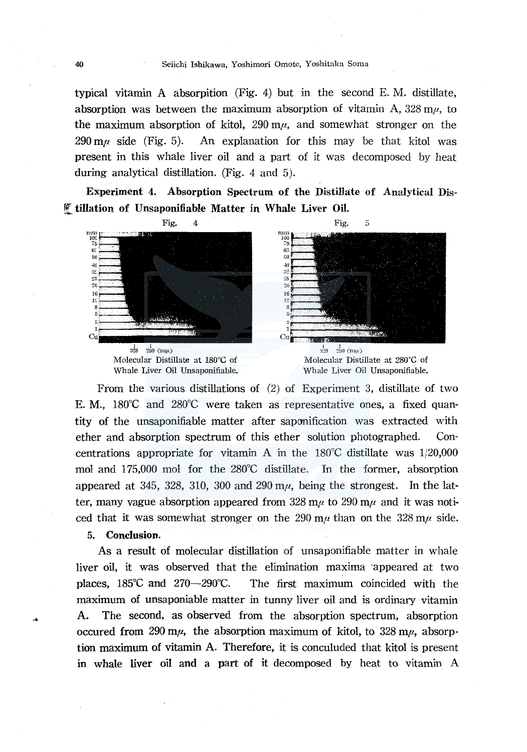typical vitamin A absorpition (Fig. 4) but in the second E. M. distillate, absorption was between the maximum absorption of vitamin A, 328 m$\mu$, to the maximum absorption of kitol, 290 m$\mu$, and somewhat stronger on the 290 m$\mu$ side (Fig. 5). An explanation for this may be that kitol was present in this whale liver oil and a part of it was decomposed by heat during analytical distillation. (Fig. 4 and 5).

**Experiment 4. Absorption Spectrum of the Distillate of Analytical Distillation of Unsaponifiable Matter in Whale Liver Oil.**

Fig. 4

mm
100
79
63
50
40
32
25
20
16
12
8
5
3
1
Cu

328 290 (m$\mu$)

Molecular Distillate at 180°C of Whale Liver Oil Unsaponifiable.

Fig. 5

mm
100
79
63
50
40
32
25
20
16
12
8
5
3
1
Cu

328 290 (m$\mu$)

Molecular Distillate at 280°C of Whale Liver Oil Unsaponifiable.

From the various distillations of (2) of Experiment 3, distillate of two E. M., 180°C and 280°C were taken as representative ones, a fixed quantity of the unsaponifiable matter after saponification was extracted with ether and absorption spectrum of this ether solution photographed. Concentrations appropriate for vitamin A in the 180°C distillate was 1/20,000 mol and 175,000 mol for the 280°C distillate. In the former, absorption appeared at 345, 328, 310, 300 and 290 m$\mu$, being the strongest. In the latter, many vague absorption appeared from 328 m$\mu$ to 290 m$\mu$ and it was noticed that it was somewhat stronger on the 290 m$\mu$ than on the 328 m$\mu$ side.

## 5. Conclusion.

As a result of molecular distillation of unsaponifiable matter in whale liver oil, it was observed that the elimination maxima appeared at two places, 185°C and 270—290°C. The first maximum coincided with the maximum of unsaponiable matter in tunny liver oil and is ordinary vitamin A. The second, as observed from the absorption spectrum, absorption occured from 290 m$\mu$, the absorption maximum of kitol, to 328 m$\mu$, absorption maximum of vitamin A. Therefore, it is conculuded that kitol is present in whale liver oil and a part of it decomposed by heat to vitamin A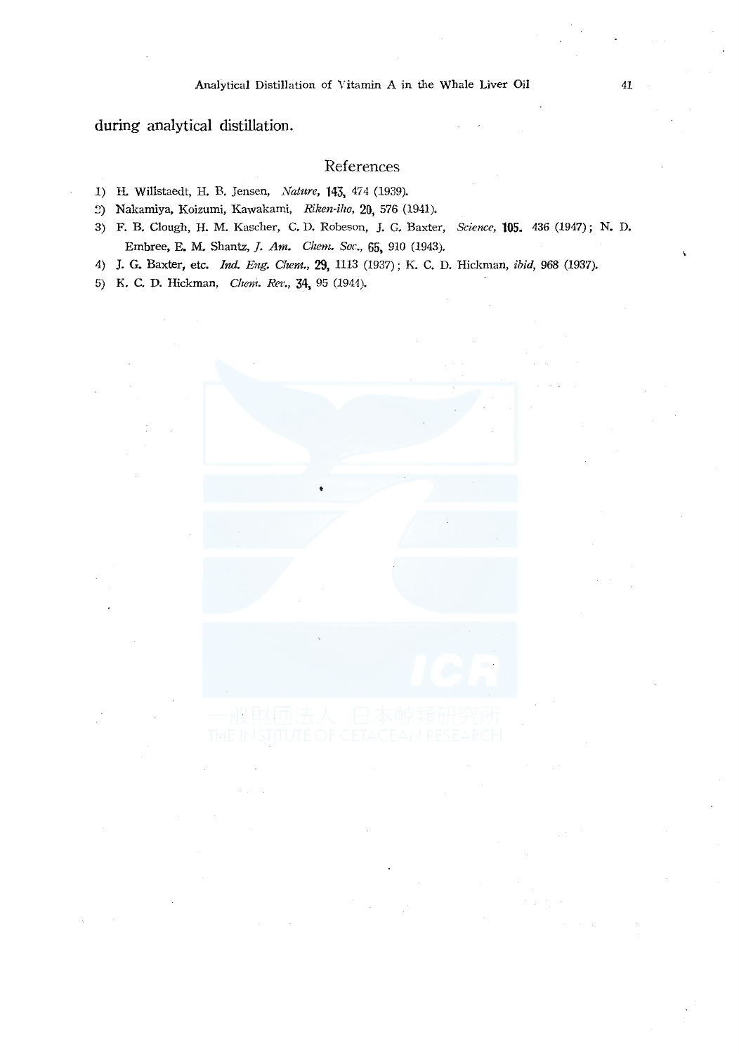during analytical distillation.

## References

1) H. Willstaedt, H. B. Jensen, *Nature*, **143**, 474 (1939).
2) Nakamiya, Koizumi, Kawakami, *Riken-iho*, **20**, 576 (1941).
3) F. B. Clough, H. M. Kascher, C. D. Robeson, J. G. Baxter, *Science*, **105**. 436 (1947); N. D. Embree, E. M. Shantz, *J. Am. Chem. Soc.*, **65**, 910 (1943).
4) J. G. Baxter, etc. *Ind. Eng. Chem.*, **29**, 1113 (1937); K. C. D. Hickman, *ibid*, 968 (1937).
5) K. C. D. Hickman, *Chem. Rev.*, **34**, 95 (1944).